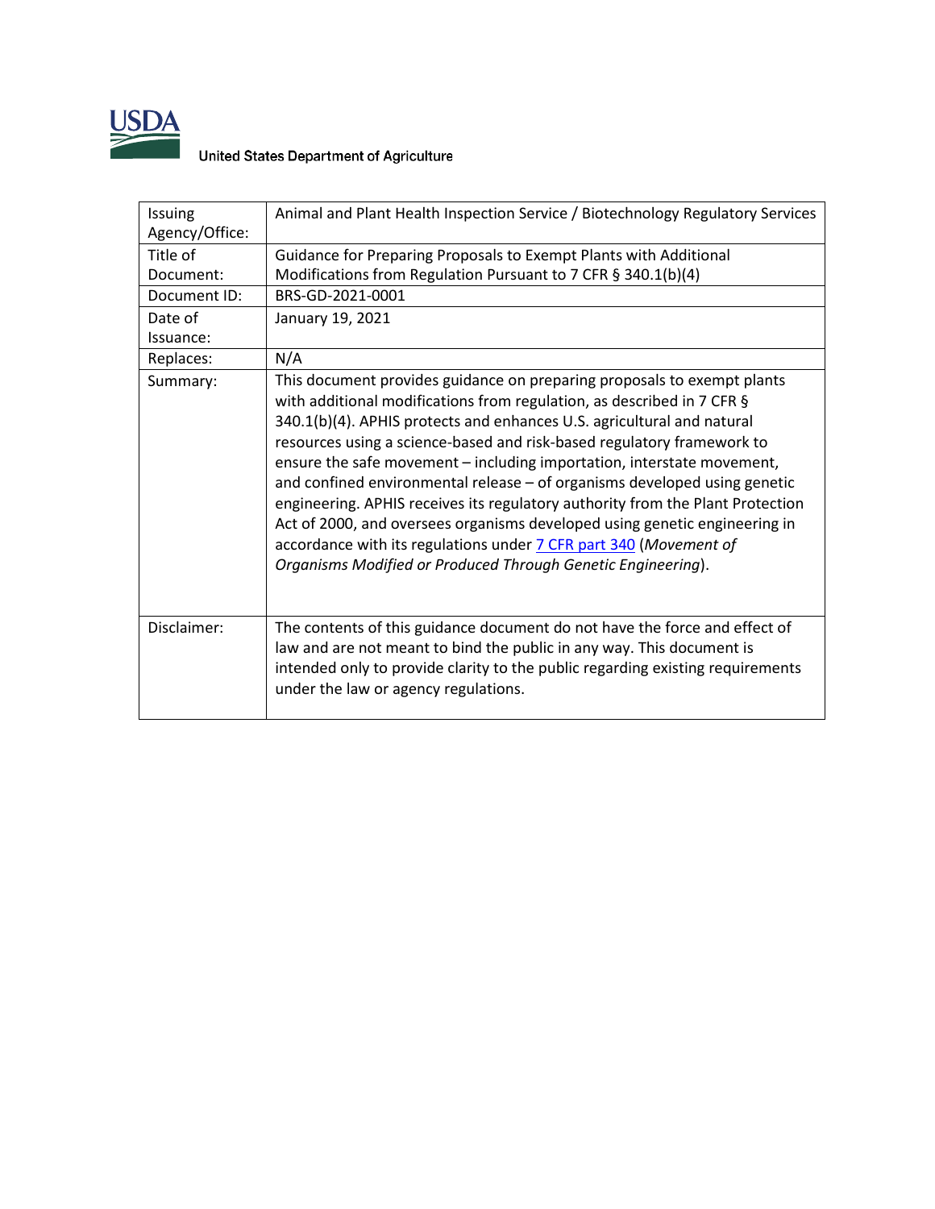USDA

United States Department of Agriculture

| | |
|---|---|
| Issuing Agency/Office: | Animal and Plant Health Inspection Service / Biotechnology Regulatory Services |
| Title of Document: | Guidance for Preparing Proposals to Exempt Plants with Additional Modifications from Regulation Pursuant to 7 CFR § 340.1(b)(4) |
| Document ID: | BRS-GD-2021-0001 |
| Date of Issuance: | January 19, 2021 |
| Replaces: | N/A |
| Summary: | This document provides guidance on preparing proposals to exempt plants with additional modifications from regulation, as described in 7 CFR § 340.1(b)(4). APHIS protects and enhances U.S. agricultural and natural resources using a science-based and risk-based regulatory framework to ensure the safe movement – including importation, interstate movement, and confined environmental release – of organisms developed using genetic engineering. APHIS receives its regulatory authority from the Plant Protection Act of 2000, and oversees organisms developed using genetic engineering in accordance with its regulations under 7 CFR part 340 (*Movement of Organisms Modified or Produced Through Genetic Engineering*). |
| Disclaimer: | The contents of this guidance document do not have the force and effect of law and are not meant to bind the public in any way. This document is intended only to provide clarity to the public regarding existing requirements under the law or agency regulations. |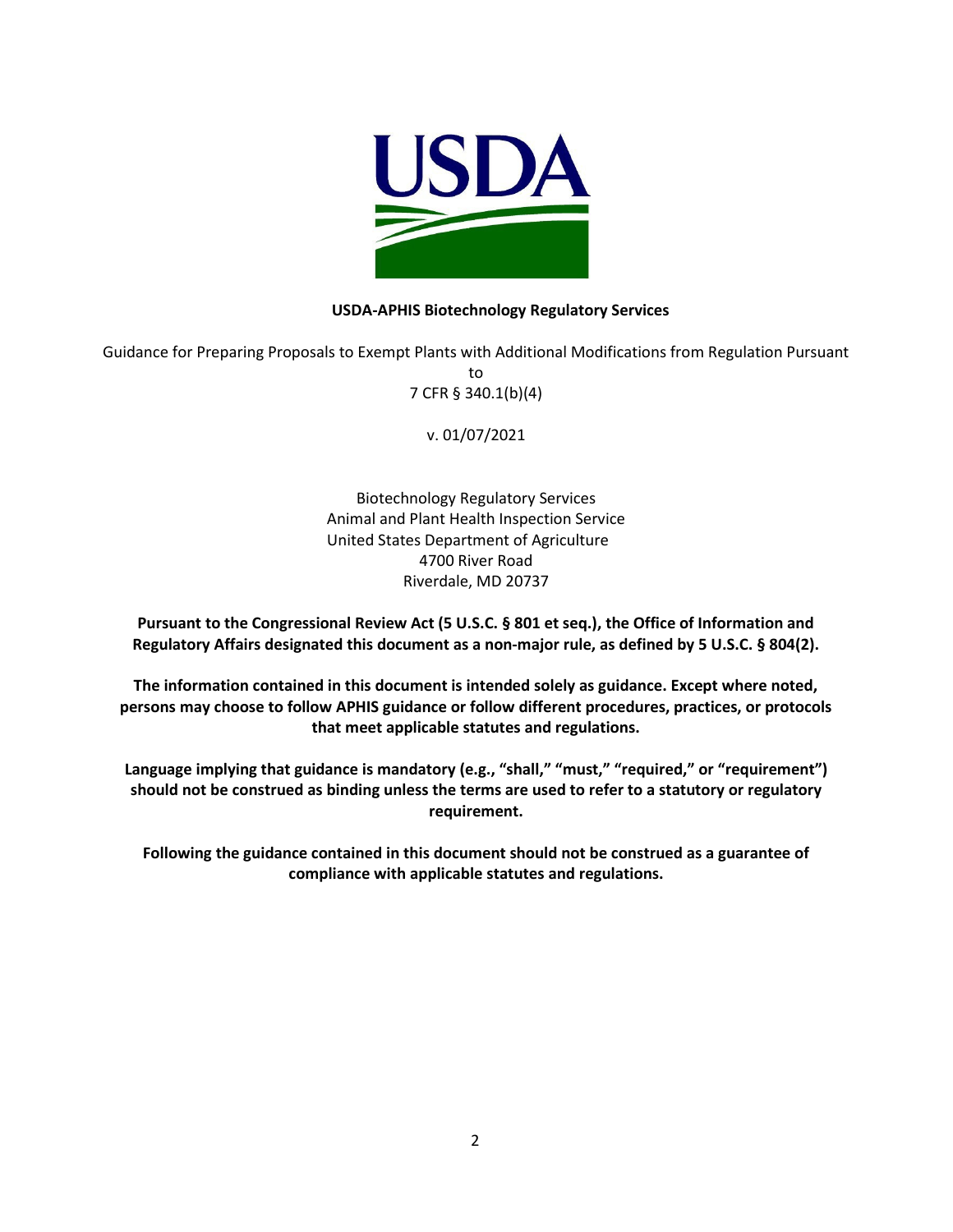**USDA-APHIS Biotechnology Regulatory Services**

Guidance for Preparing Proposals to Exempt Plants with Additional Modifications from Regulation Pursuant to 7 CFR § 340.1(b)(4)

v. 01/07/2021

Biotechnology Regulatory Services
Animal and Plant Health Inspection Service
United States Department of Agriculture
4700 River Road
Riverdale, MD 20737

**Pursuant to the Congressional Review Act (5 U.S.C. § 801 et seq.), the Office of Information and Regulatory Affairs designated this document as a non-major rule, as defined by 5 U.S.C. § 804(2).**

**The information contained in this document is intended solely as guidance. Except where noted, persons may choose to follow APHIS guidance or follow different procedures, practices, or protocols that meet applicable statutes and regulations.**

**Language implying that guidance is mandatory (e.g., "shall," "must," "required," or "requirement") should not be construed as binding unless the terms are used to refer to a statutory or regulatory requirement.**

**Following the guidance contained in this document should not be construed as a guarantee of compliance with applicable statutes and regulations.**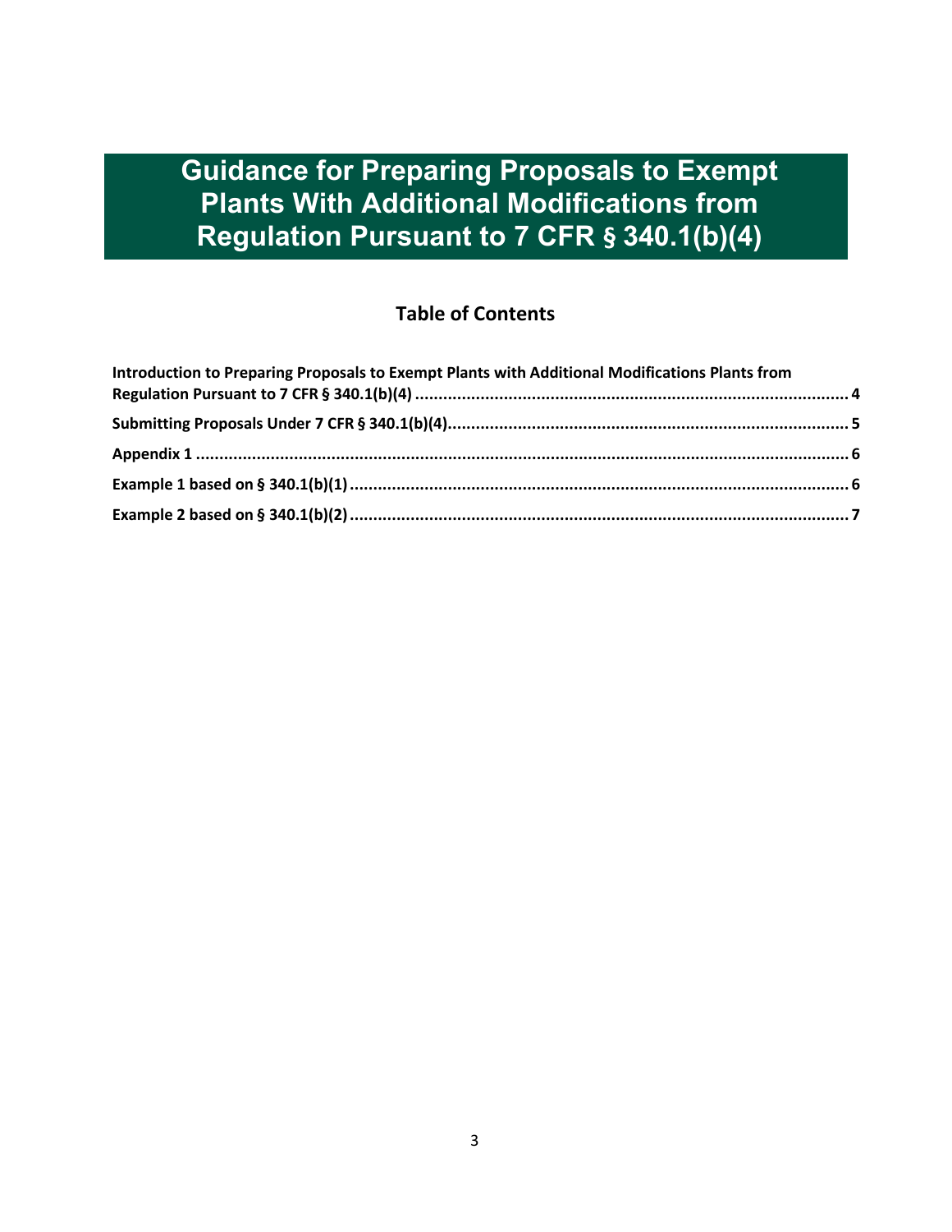# Guidance for Preparing Proposals to Exempt Plants With Additional Modifications from Regulation Pursuant to 7 CFR § 340.1(b)(4)

## Table of Contents

**Introduction to Preparing Proposals to Exempt Plants with Additional Modifications Plants from Regulation Pursuant to 7 CFR § 340.1(b)(4)** ........ 4

**Submitting Proposals Under 7 CFR § 340.1(b)(4)** ........ 5

**Appendix 1** ........ 6

**Example 1 based on § 340.1(b)(1)** ........ 6

**Example 2 based on § 340.1(b)(2)** ........ 7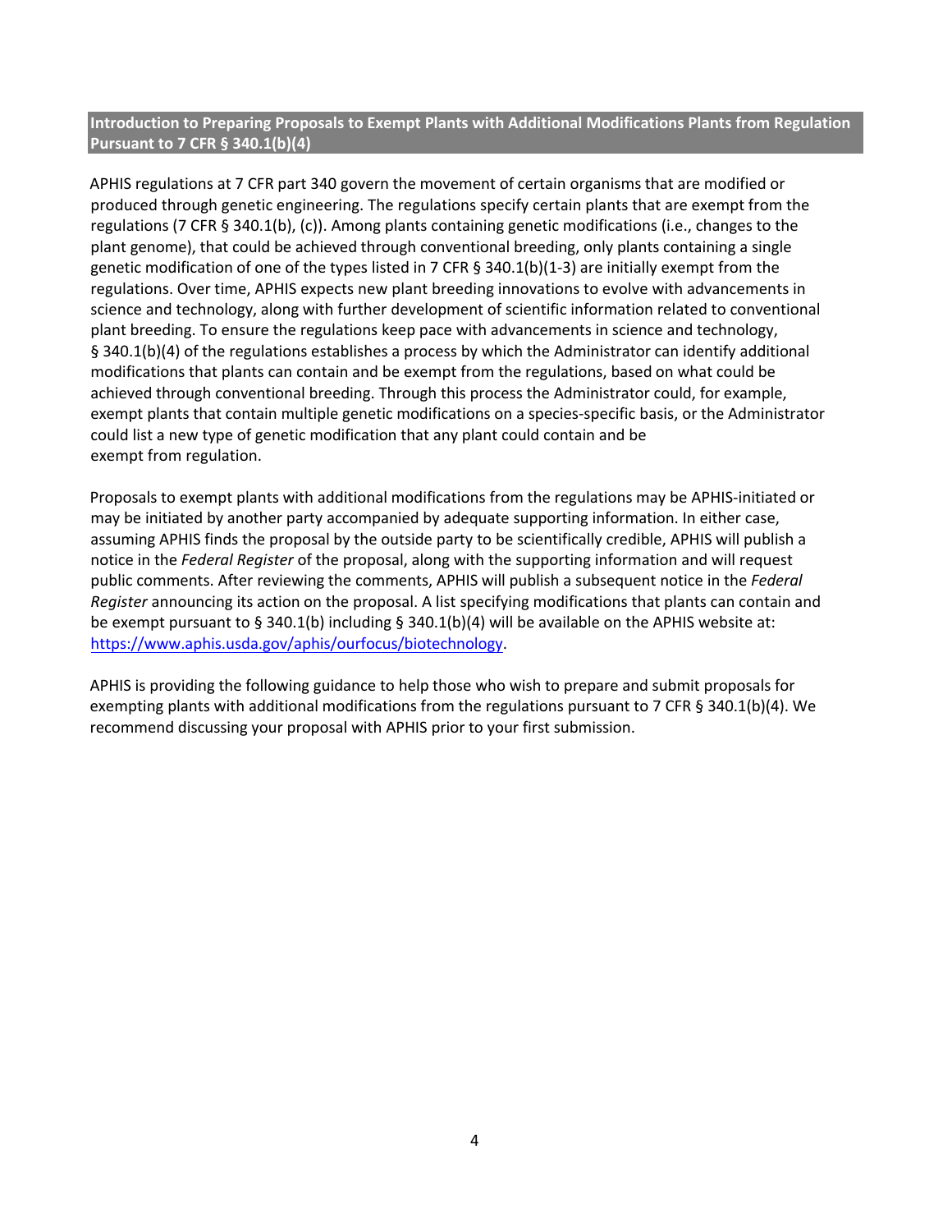## Introduction to Preparing Proposals to Exempt Plants with Additional Modifications Plants from Regulation Pursuant to 7 CFR § 340.1(b)(4)

APHIS regulations at 7 CFR part 340 govern the movement of certain organisms that are modified or produced through genetic engineering. The regulations specify certain plants that are exempt from the regulations (7 CFR § 340.1(b), (c)). Among plants containing genetic modifications (i.e., changes to the plant genome), that could be achieved through conventional breeding, only plants containing a single genetic modification of one of the types listed in 7 CFR § 340.1(b)(1-3) are initially exempt from the regulations. Over time, APHIS expects new plant breeding innovations to evolve with advancements in science and technology, along with further development of scientific information related to conventional plant breeding. To ensure the regulations keep pace with advancements in science and technology, § 340.1(b)(4) of the regulations establishes a process by which the Administrator can identify additional modifications that plants can contain and be exempt from the regulations, based on what could be achieved through conventional breeding. Through this process the Administrator could, for example, exempt plants that contain multiple genetic modifications on a species-specific basis, or the Administrator could list a new type of genetic modification that any plant could contain and be exempt from regulation.

Proposals to exempt plants with additional modifications from the regulations may be APHIS-initiated or may be initiated by another party accompanied by adequate supporting information. In either case, assuming APHIS finds the proposal by the outside party to be scientifically credible, APHIS will publish a notice in the *Federal Register* of the proposal, along with the supporting information and will request public comments. After reviewing the comments, APHIS will publish a subsequent notice in the *Federal Register* announcing its action on the proposal. A list specifying modifications that plants can contain and be exempt pursuant to § 340.1(b) including § 340.1(b)(4) will be available on the APHIS website at: https://www.aphis.usda.gov/aphis/ourfocus/biotechnology.

APHIS is providing the following guidance to help those who wish to prepare and submit proposals for exempting plants with additional modifications from the regulations pursuant to 7 CFR § 340.1(b)(4). We recommend discussing your proposal with APHIS prior to your first submission.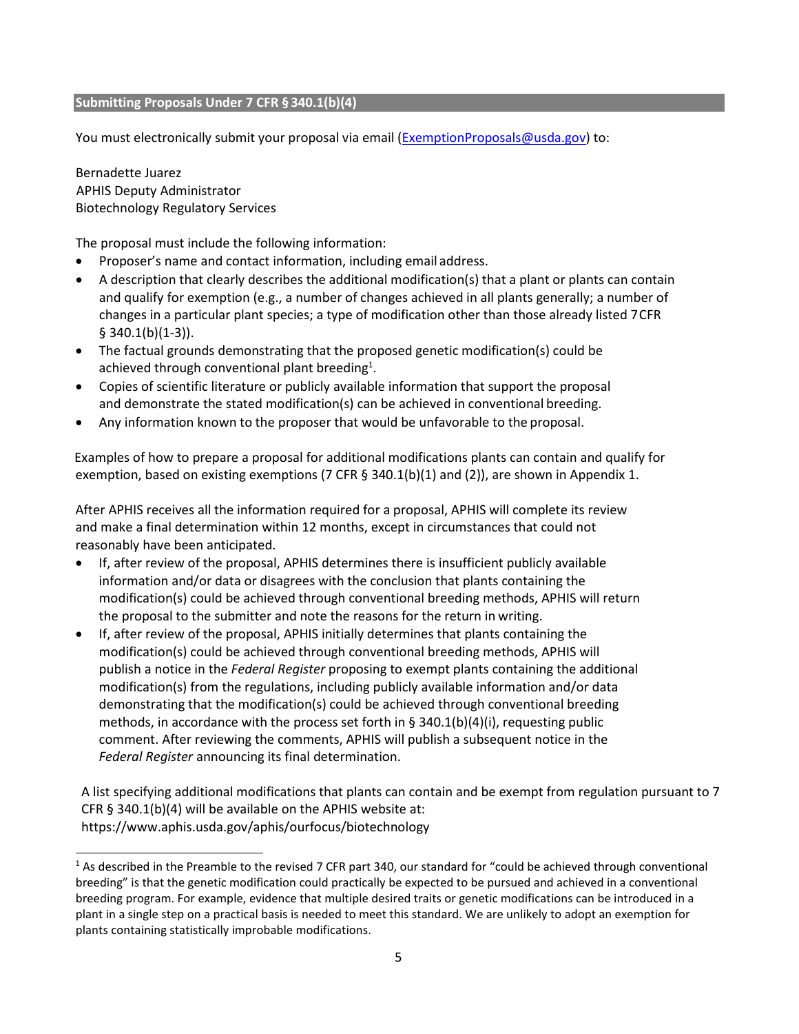## Submitting Proposals Under 7 CFR § 340.1(b)(4)

You must electronically submit your proposal via email (ExemptionProposals@usda.gov) to:

Bernadette Juarez
APHIS Deputy Administrator
Biotechnology Regulatory Services

The proposal must include the following information:

- Proposer's name and contact information, including email address.
- A description that clearly describes the additional modification(s) that a plant or plants can contain and qualify for exemption (e.g., a number of changes achieved in all plants generally; a number of changes in a particular plant species; a type of modification other than those already listed 7 CFR § 340.1(b)(1-3)).
- The factual grounds demonstrating that the proposed genetic modification(s) could be achieved through conventional plant breeding[1].
- Copies of scientific literature or publicly available information that support the proposal and demonstrate the stated modification(s) can be achieved in conventional breeding.
- Any information known to the proposer that would be unfavorable to the proposal.

Examples of how to prepare a proposal for additional modifications plants can contain and qualify for exemption, based on existing exemptions (7 CFR § 340.1(b)(1) and (2)), are shown in Appendix 1.

After APHIS receives all the information required for a proposal, APHIS will complete its review and make a final determination within 12 months, except in circumstances that could not reasonably have been anticipated.

- If, after review of the proposal, APHIS determines there is insufficient publicly available information and/or data or disagrees with the conclusion that plants containing the modification(s) could be achieved through conventional breeding methods, APHIS will return the proposal to the submitter and note the reasons for the return in writing.
- If, after review of the proposal, APHIS initially determines that plants containing the modification(s) could be achieved through conventional breeding methods, APHIS will publish a notice in the *Federal Register* proposing to exempt plants containing the additional modification(s) from the regulations, including publicly available information and/or data demonstrating that the modification(s) could be achieved through conventional breeding methods, in accordance with the process set forth in § 340.1(b)(4)(i), requesting public comment. After reviewing the comments, APHIS will publish a subsequent notice in the *Federal Register* announcing its final determination.

A list specifying additional modifications that plants can contain and be exempt from regulation pursuant to 7 CFR § 340.1(b)(4) will be available on the APHIS website at:
https://www.aphis.usda.gov/aphis/ourfocus/biotechnology

[1] As described in the Preamble to the revised 7 CFR part 340, our standard for "could be achieved through conventional breeding" is that the genetic modification could practically be expected to be pursued and achieved in a conventional breeding program. For example, evidence that multiple desired traits or genetic modifications can be introduced in a plant in a single step on a practical basis is needed to meet this standard. We are unlikely to adopt an exemption for plants containing statistically improbable modifications.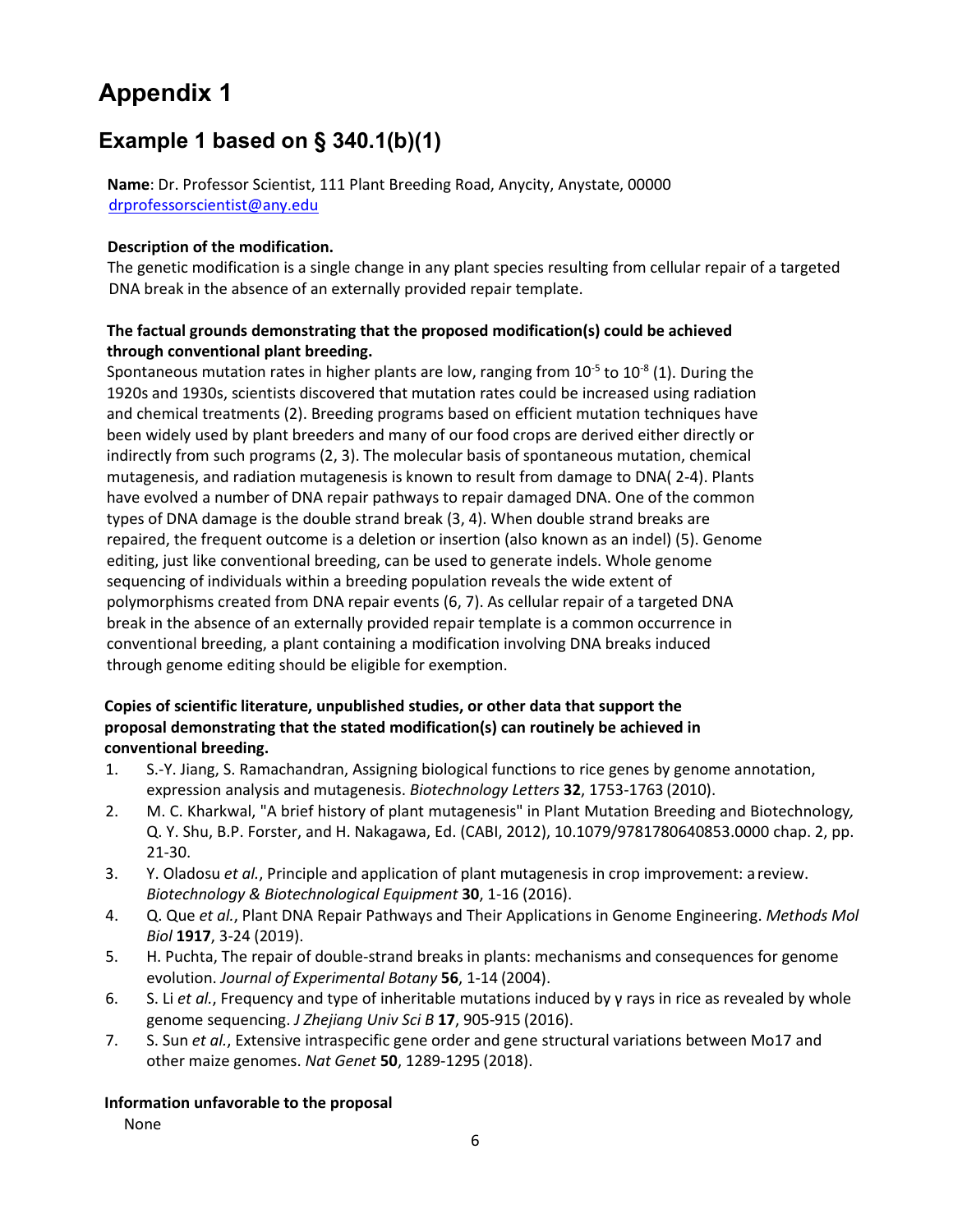# Appendix 1

## Example 1 based on § 340.1(b)(1)

**Name**: Dr. Professor Scientist, 111 Plant Breeding Road, Anycity, Anystate, 00000 drprofessorscientist@any.edu

**Description of the modification.**

The genetic modification is a single change in any plant species resulting from cellular repair of a targeted DNA break in the absence of an externally provided repair template.

**The factual grounds demonstrating that the proposed modification(s) could be achieved through conventional plant breeding.**

Spontaneous mutation rates in higher plants are low, ranging from $10^{-5}$ to $10^{-8}$ (1). During the 1920s and 1930s, scientists discovered that mutation rates could be increased using radiation and chemical treatments (2). Breeding programs based on efficient mutation techniques have been widely used by plant breeders and many of our food crops are derived either directly or indirectly from such programs (2, 3). The molecular basis of spontaneous mutation, chemical mutagenesis, and radiation mutagenesis is known to result from damage to DNA( 2-4). Plants have evolved a number of DNA repair pathways to repair damaged DNA. One of the common types of DNA damage is the double strand break (3, 4). When double strand breaks are repaired, the frequent outcome is a deletion or insertion (also known as an indel) (5). Genome editing, just like conventional breeding, can be used to generate indels. Whole genome sequencing of individuals within a breeding population reveals the wide extent of polymorphisms created from DNA repair events (6, 7). As cellular repair of a targeted DNA break in the absence of an externally provided repair template is a common occurrence in conventional breeding, a plant containing a modification involving DNA breaks induced through genome editing should be eligible for exemption.

**Copies of scientific literature, unpublished studies, or other data that support the proposal demonstrating that the stated modification(s) can routinely be achieved in conventional breeding.**

1. S.-Y. Jiang, S. Ramachandran, Assigning biological functions to rice genes by genome annotation, expression analysis and mutagenesis. *Biotechnology Letters* **32**, 1753-1763 (2010).
2. M. C. Kharkwal, "A brief history of plant mutagenesis" in Plant Mutation Breeding and Biotechnology*,* Q. Y. Shu, B.P. Forster, and H. Nakagawa, Ed. (CABI, 2012), 10.1079/9781780640853.0000 chap. 2, pp. 21-30.
3. Y. Oladosu *et al.*, Principle and application of plant mutagenesis in crop improvement: a review. *Biotechnology & Biotechnological Equipment* **30**, 1-16 (2016).
4. Q. Que *et al.*, Plant DNA Repair Pathways and Their Applications in Genome Engineering. *Methods Mol Biol* **1917**, 3-24 (2019).
5. H. Puchta, The repair of double-strand breaks in plants: mechanisms and consequences for genome evolution. *Journal of Experimental Botany* **56**, 1-14 (2004).
6. S. Li *et al.*, Frequency and type of inheritable mutations induced by γ rays in rice as revealed by whole genome sequencing. *J Zhejiang Univ Sci B* **17**, 905-915 (2016).
7. S. Sun *et al.*, Extensive intraspecific gene order and gene structural variations between Mo17 and other maize genomes. *Nat Genet* **50**, 1289-1295 (2018).

**Information unfavorable to the proposal**

None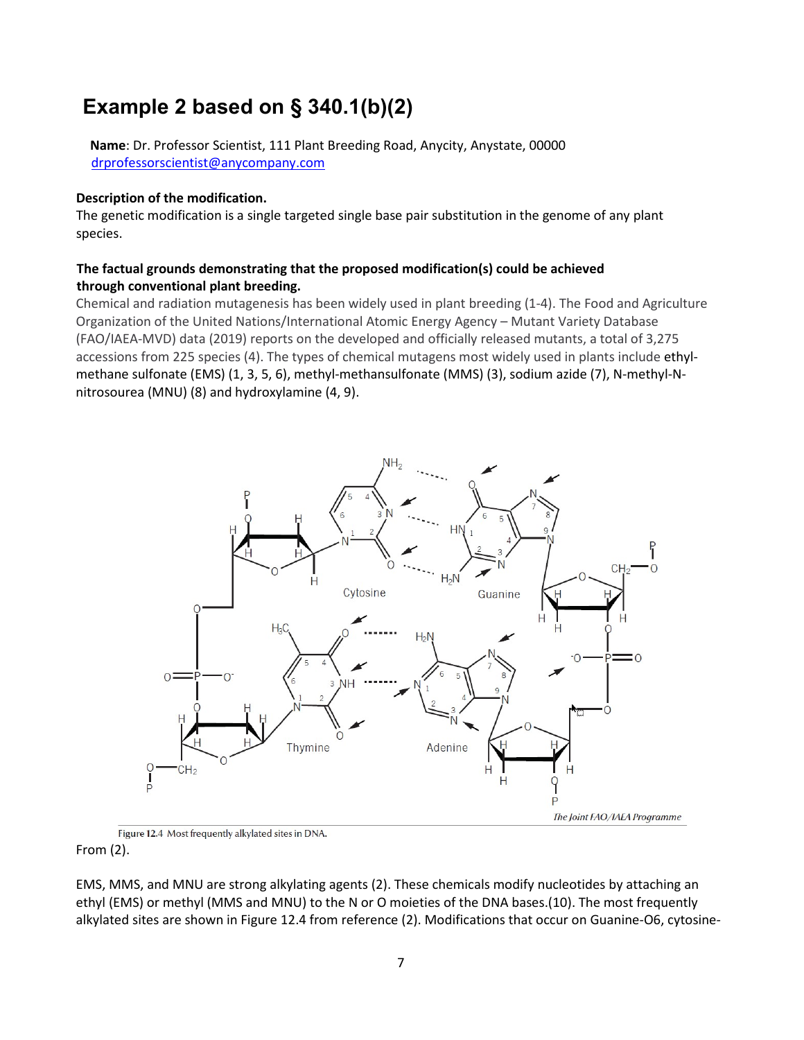# Example 2 based on § 340.1(b)(2)

**Name**: Dr. Professor Scientist, 111 Plant Breeding Road, Anycity, Anystate, 00000
drprofessorscientist@anycompany.com

**Description of the modification.**

The genetic modification is a single targeted single base pair substitution in the genome of any plant species.

**The factual grounds demonstrating that the proposed modification(s) could be achieved through conventional plant breeding.**

Chemical and radiation mutagenesis has been widely used in plant breeding (1-4). The Food and Agriculture Organization of the United Nations/International Atomic Energy Agency – Mutant Variety Database (FAO/IAEA-MVD) data (2019) reports on the developed and officially released mutants, a total of 3,275 accessions from 225 species (4). The types of chemical mutagens most widely used in plants include ethyl-methane sulfonate (EMS) (1, 3, 5, 6), methyl-methansulfonate (MMS) (3), sodium azide (7), N-methyl-N-nitrosourea (MNU) (8) and hydroxylamine (4, 9).

Cytosine

Guanine

Thymine

Adenine

The Joint FAO/IAEA Programme

Figure 12.4 Most frequently alkylated sites in DNA.

From (2).

EMS, MMS, and MNU are strong alkylating agents (2). These chemicals modify nucleotides by attaching an ethyl (EMS) or methyl (MMS and MNU) to the N or O moieties of the DNA bases.(10). The most frequently alkylated sites are shown in Figure 12.4 from reference (2). Modifications that occur on Guanine-O6, cytosine-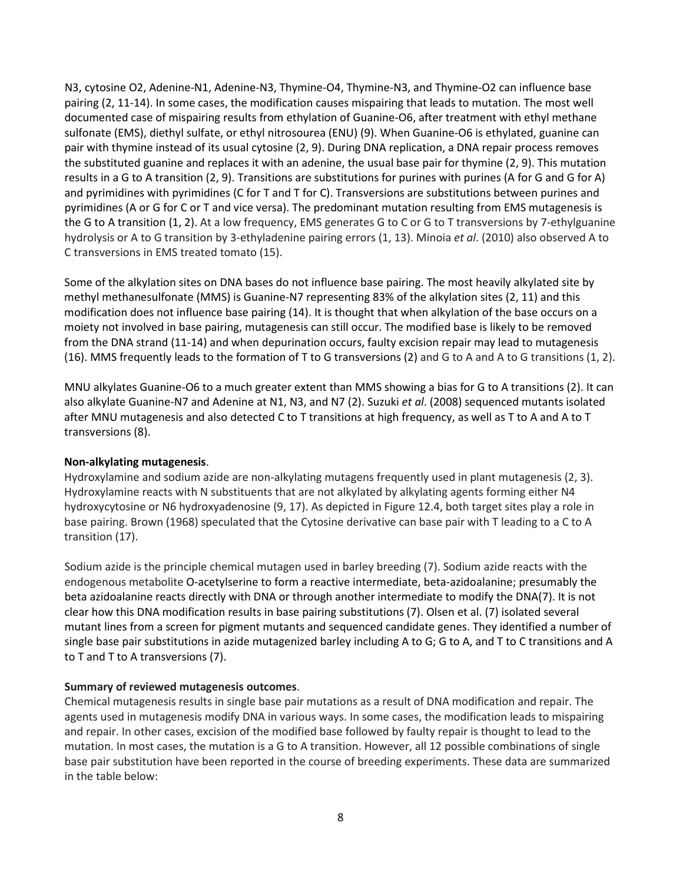N3, cytosine O2, Adenine-N1, Adenine-N3, Thymine-O4, Thymine-N3, and Thymine-O2 can influence base pairing (2, 11-14). In some cases, the modification causes mispairing that leads to mutation. The most well documented case of mispairing results from ethylation of Guanine-O6, after treatment with ethyl methane sulfonate (EMS), diethyl sulfate, or ethyl nitrosourea (ENU) (9). When Guanine-O6 is ethylated, guanine can pair with thymine instead of its usual cytosine (2, 9). During DNA replication, a DNA repair process removes the substituted guanine and replaces it with an adenine, the usual base pair for thymine (2, 9). This mutation results in a G to A transition (2, 9). Transitions are substitutions for purines with purines (A for G and G for A) and pyrimidines with pyrimidines (C for T and T for C). Transversions are substitutions between purines and pyrimidines (A or G for C or T and vice versa). The predominant mutation resulting from EMS mutagenesis is the G to A transition (1, 2). At a low frequency, EMS generates G to C or G to T transversions by 7-ethylguanine hydrolysis or A to G transition by 3-ethyladenine pairing errors (1, 13). Minoia *et al*. (2010) also observed A to C transversions in EMS treated tomato (15).

Some of the alkylation sites on DNA bases do not influence base pairing. The most heavily alkylated site by methyl methanesulfonate (MMS) is Guanine-N7 representing 83% of the alkylation sites (2, 11) and this modification does not influence base pairing (14). It is thought that when alkylation of the base occurs on a moiety not involved in base pairing, mutagenesis can still occur. The modified base is likely to be removed from the DNA strand (11-14) and when depurination occurs, faulty excision repair may lead to mutagenesis (16). MMS frequently leads to the formation of T to G transversions (2) and G to A and A to G transitions (1, 2).

MNU alkylates Guanine-O6 to a much greater extent than MMS showing a bias for G to A transitions (2). It can also alkylate Guanine-N7 and Adenine at N1, N3, and N7 (2). Suzuki *et al*. (2008) sequenced mutants isolated after MNU mutagenesis and also detected C to T transitions at high frequency, as well as T to A and A to T transversions (8).

**Non-alkylating mutagenesis**.

Hydroxylamine and sodium azide are non-alkylating mutagens frequently used in plant mutagenesis (2, 3). Hydroxylamine reacts with N substituents that are not alkylated by alkylating agents forming either N4 hydroxycytosine or N6 hydroxyadenosine (9, 17). As depicted in Figure 12.4, both target sites play a role in base pairing. Brown (1968) speculated that the Cytosine derivative can base pair with T leading to a C to A transition (17).

Sodium azide is the principle chemical mutagen used in barley breeding (7). Sodium azide reacts with the endogenous metabolite O-acetylserine to form a reactive intermediate, beta-azidoalanine; presumably the beta azidoalanine reacts directly with DNA or through another intermediate to modify the DNA(7). It is not clear how this DNA modification results in base pairing substitutions (7). Olsen et al. (7) isolated several mutant lines from a screen for pigment mutants and sequenced candidate genes. They identified a number of single base pair substitutions in azide mutagenized barley including A to G; G to A, and T to C transitions and A to T and T to A transversions (7).

**Summary of reviewed mutagenesis outcomes**.

Chemical mutagenesis results in single base pair mutations as a result of DNA modification and repair. The agents used in mutagenesis modify DNA in various ways. In some cases, the modification leads to mispairing and repair. In other cases, excision of the modified base followed by faulty repair is thought to lead to the mutation. In most cases, the mutation is a G to A transition. However, all 12 possible combinations of single base pair substitution have been reported in the course of breeding experiments. These data are summarized in the table below: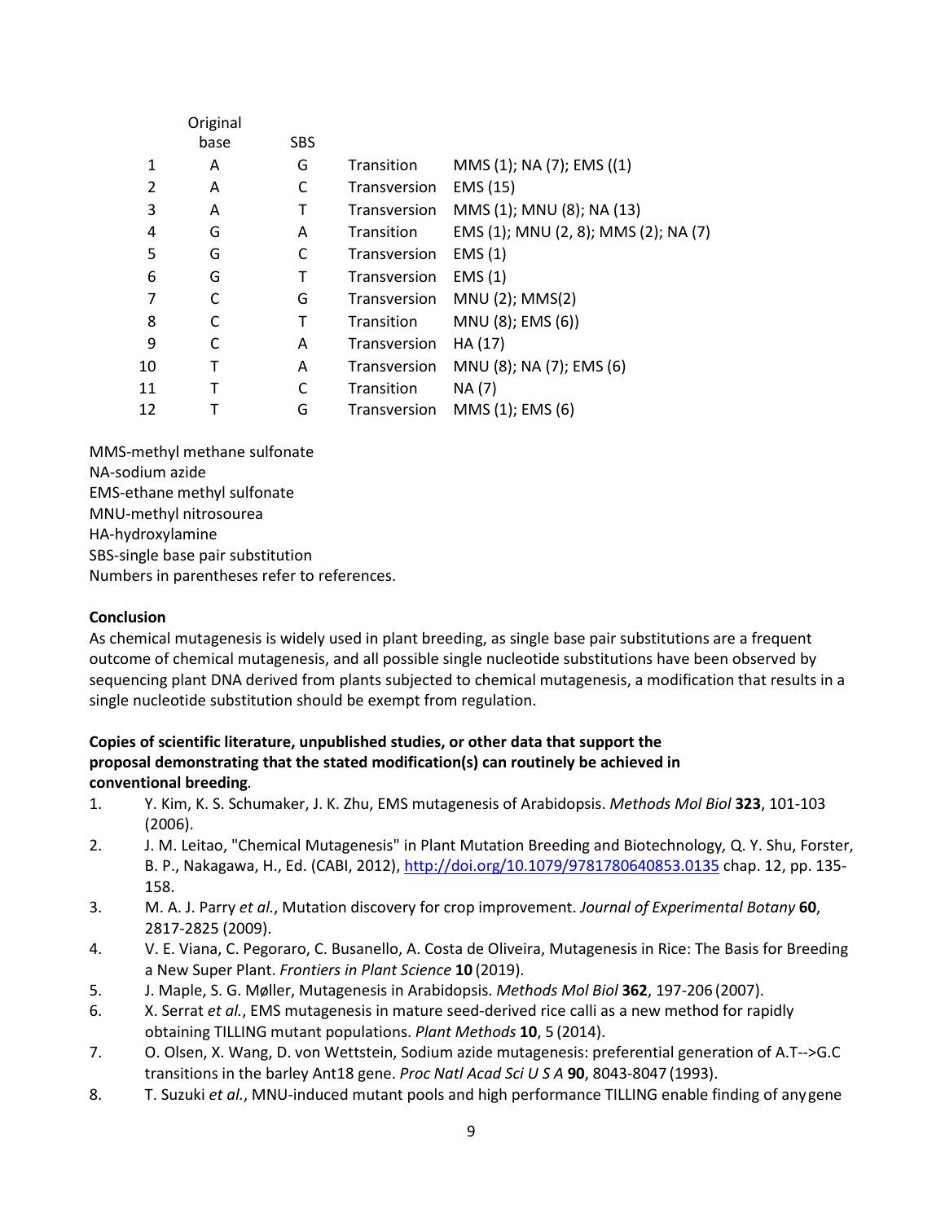| | Original base | SBS | | |
|---|---|---|---|---|
| 1 | A | G | Transition | MMS (1); NA (7); EMS ((1) |
| 2 | A | C | Transversion | EMS (15) |
| 3 | A | T | Transversion | MMS (1); MNU (8); NA (13) |
| 4 | G | A | Transition | EMS (1); MNU (2, 8); MMS (2); NA (7) |
| 5 | G | C | Transversion | EMS (1) |
| 6 | G | T | Transversion | EMS (1) |
| 7 | C | G | Transversion | MNU (2); MMS(2) |
| 8 | C | T | Transition | MNU (8); EMS (6)) |
| 9 | C | A | Transversion | HA (17) |
| 10 | T | A | Transversion | MNU (8); NA (7); EMS (6) |
| 11 | T | C | Transition | NA (7) |
| 12 | T | G | Transversion | MMS (1); EMS (6) |

MMS-methyl methane sulfonate
NA-sodium azide
EMS-ethane methyl sulfonate
MNU-methyl nitrosourea
HA-hydroxylamine
SBS-single base pair substitution
Numbers in parentheses refer to references.

**Conclusion**

As chemical mutagenesis is widely used in plant breeding, as single base pair substitutions are a frequent outcome of chemical mutagenesis, and all possible single nucleotide substitutions have been observed by sequencing plant DNA derived from plants subjected to chemical mutagenesis, a modification that results in a single nucleotide substitution should be exempt from regulation.

**Copies of scientific literature, unpublished studies, or other data that support the proposal demonstrating that the stated modification(s) can routinely be achieved in conventional breeding**.

1. Y. Kim, K. S. Schumaker, J. K. Zhu, EMS mutagenesis of Arabidopsis. *Methods Mol Biol* **323**, 101-103 (2006).
2. J. M. Leitao, "Chemical Mutagenesis" in Plant Mutation Breeding and Biotechnology*,* Q. Y. Shu, Forster, B. P., Nakagawa, H., Ed. (CABI, 2012), http://doi.org/10.1079/9781780640853.0135 chap. 12, pp. 135-158.
3. M. A. J. Parry *et al.*, Mutation discovery for crop improvement. *Journal of Experimental Botany* **60**, 2817-2825 (2009).
4. V. E. Viana, C. Pegoraro, C. Busanello, A. Costa de Oliveira, Mutagenesis in Rice: The Basis for Breeding a New Super Plant. *Frontiers in Plant Science* **10** (2019).
5. J. Maple, S. G. Møller, Mutagenesis in Arabidopsis. *Methods Mol Biol* **362**, 197-206 (2007).
6. X. Serrat *et al.*, EMS mutagenesis in mature seed-derived rice calli as a new method for rapidly obtaining TILLING mutant populations. *Plant Methods* **10**, 5 (2014).
7. O. Olsen, X. Wang, D. von Wettstein, Sodium azide mutagenesis: preferential generation of A.T-->G.C transitions in the barley Ant18 gene. *Proc Natl Acad Sci U S A* **90**, 8043-8047 (1993).
8. T. Suzuki *et al.*, MNU-induced mutant pools and high performance TILLING enable finding of any gene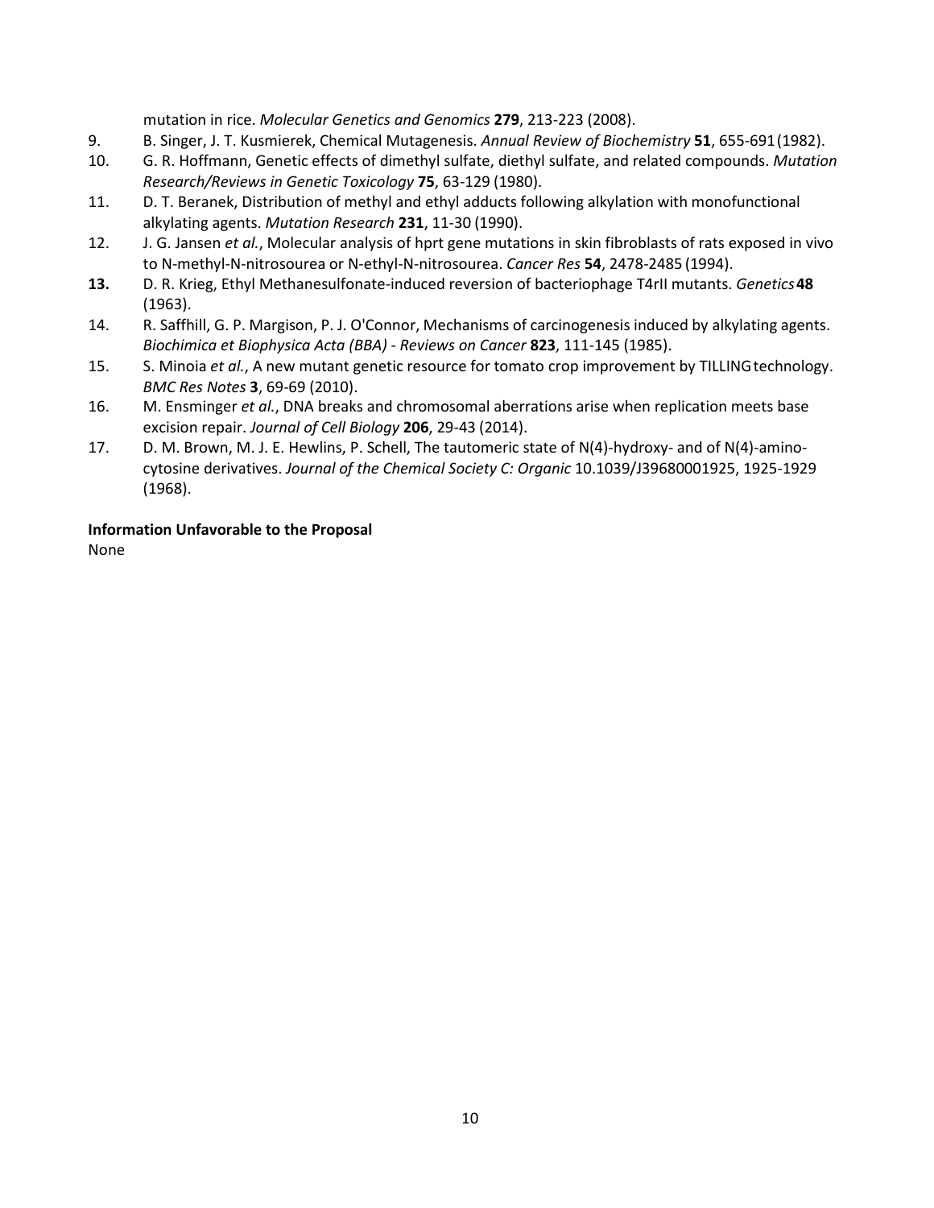mutation in rice. *Molecular Genetics and Genomics* **279**, 213-223 (2008).

9. B. Singer, J. T. Kusmierek, Chemical Mutagenesis. *Annual Review of Biochemistry* **51**, 655-691 (1982).
10. G. R. Hoffmann, Genetic effects of dimethyl sulfate, diethyl sulfate, and related compounds. *Mutation Research/Reviews in Genetic Toxicology* **75**, 63-129 (1980).
11. D. T. Beranek, Distribution of methyl and ethyl adducts following alkylation with monofunctional alkylating agents. *Mutation Research* **231**, 11-30 (1990).
12. J. G. Jansen *et al.*, Molecular analysis of hprt gene mutations in skin fibroblasts of rats exposed in vivo to N-methyl-N-nitrosourea or N-ethyl-N-nitrosourea. *Cancer Res* **54**, 2478-2485 (1994).
13. D. R. Krieg, Ethyl Methanesulfonate-induced reversion of bacteriophage T4rII mutants. *Genetics* **48** (1963).
14. R. Saffhill, G. P. Margison, P. J. O'Connor, Mechanisms of carcinogenesis induced by alkylating agents. *Biochimica et Biophysica Acta (BBA) - Reviews on Cancer* **823**, 111-145 (1985).
15. S. Minoia *et al.*, A new mutant genetic resource for tomato crop improvement by TILLING technology. *BMC Res Notes* **3**, 69-69 (2010).
16. M. Ensminger *et al.*, DNA breaks and chromosomal aberrations arise when replication meets base excision repair. *Journal of Cell Biology* **206**, 29-43 (2014).
17. D. M. Brown, M. J. E. Hewlins, P. Schell, The tautomeric state of N(4)-hydroxy- and of N(4)-amino-cytosine derivatives. *Journal of the Chemical Society C: Organic* 10.1039/J39680001925, 1925-1929 (1968).

**Information Unfavorable to the Proposal**

None